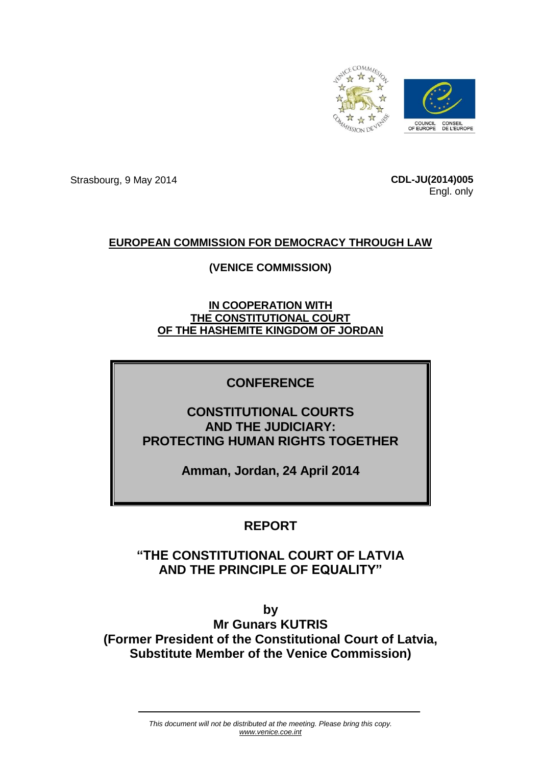Strasbourg, 9 May 2014

**CDL-JU(2014)005**
Engl. only

**EUROPEAN COMMISSION FOR DEMOCRACY THROUGH LAW**

**(VENICE COMMISSION)**

**IN COOPERATION WITH**
**THE CONSTITUTIONAL COURT**
**OF THE HASHEMITE KINGDOM OF JORDAN**

# CONFERENCE

# CONSTITUTIONAL COURTS AND THE JUDICIARY: PROTECTING HUMAN RIGHTS TOGETHER

**Amman, Jordan, 24 April 2014**

## REPORT

## "THE CONSTITUTIONAL COURT OF LATVIA AND THE PRINCIPLE OF EQUALITY"

**by**
**Mr Gunars KUTRIS**
**(Former President of the Constitutional Court of Latvia, Substitute Member of the Venice Commission)**

*This document will not be distributed at the meeting. Please bring this copy.*
*www.venice.coe.int*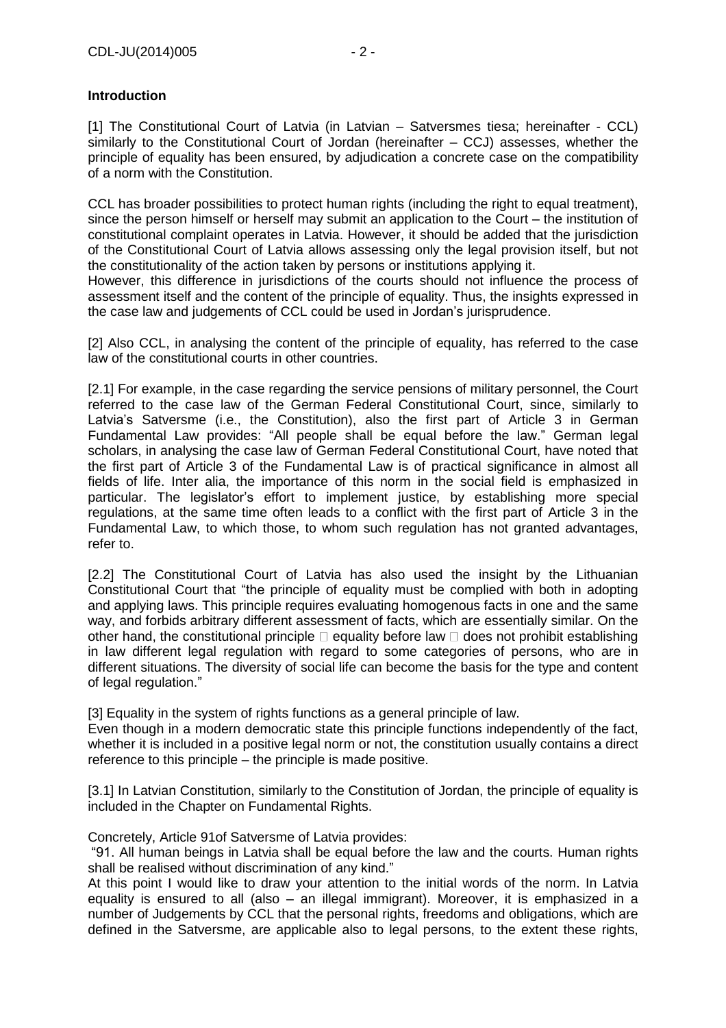**Introduction**

[1] The Constitutional Court of Latvia (in Latvian – Satversmes tiesa; hereinafter - CCL) similarly to the Constitutional Court of Jordan (hereinafter – CCJ) assesses, whether the principle of equality has been ensured, by adjudication a concrete case on the compatibility of a norm with the Constitution.

CCL has broader possibilities to protect human rights (including the right to equal treatment), since the person himself or herself may submit an application to the Court – the institution of constitutional complaint operates in Latvia. However, it should be added that the jurisdiction of the Constitutional Court of Latvia allows assessing only the legal provision itself, but not the constitutionality of the action taken by persons or institutions applying it.
However, this difference in jurisdictions of the courts should not influence the process of assessment itself and the content of the principle of equality. Thus, the insights expressed in the case law and judgements of CCL could be used in Jordan's jurisprudence.

[2] Also CCL, in analysing the content of the principle of equality, has referred to the case law of the constitutional courts in other countries.

[2.1] For example, in the case regarding the service pensions of military personnel, the Court referred to the case law of the German Federal Constitutional Court, since, similarly to Latvia's Satversme (i.e., the Constitution), also the first part of Article 3 in German Fundamental Law provides: "All people shall be equal before the law." German legal scholars, in analysing the case law of German Federal Constitutional Court, have noted that the first part of Article 3 of the Fundamental Law is of practical significance in almost all fields of life. Inter alia, the importance of this norm in the social field is emphasized in particular. The legislator's effort to implement justice, by establishing more special regulations, at the same time often leads to a conflict with the first part of Article 3 in the Fundamental Law, to which those, to whom such regulation has not granted advantages, refer to.

[2.2] The Constitutional Court of Latvia has also used the insight by the Lithuanian Constitutional Court that "the principle of equality must be complied with both in adopting and applying laws. This principle requires evaluating homogenous facts in one and the same way, and forbids arbitrary different assessment of facts, which are essentially similar. On the other hand, the constitutional principle  equality before law  does not prohibit establishing in law different legal regulation with regard to some categories of persons, who are in different situations. The diversity of social life can become the basis for the type and content of legal regulation."

[3] Equality in the system of rights functions as a general principle of law.
Even though in a modern democratic state this principle functions independently of the fact, whether it is included in a positive legal norm or not, the constitution usually contains a direct reference to this principle – the principle is made positive.

[3.1] In Latvian Constitution, similarly to the Constitution of Jordan, the principle of equality is included in the Chapter on Fundamental Rights.

Concretely, Article 91of Satversme of Latvia provides:
"91. All human beings in Latvia shall be equal before the law and the courts. Human rights shall be realised without discrimination of any kind."
At this point I would like to draw your attention to the initial words of the norm. In Latvia equality is ensured to all (also – an illegal immigrant). Moreover, it is emphasized in a number of Judgements by CCL that the personal rights, freedoms and obligations, which are defined in the Satversme, are applicable also to legal persons, to the extent these rights,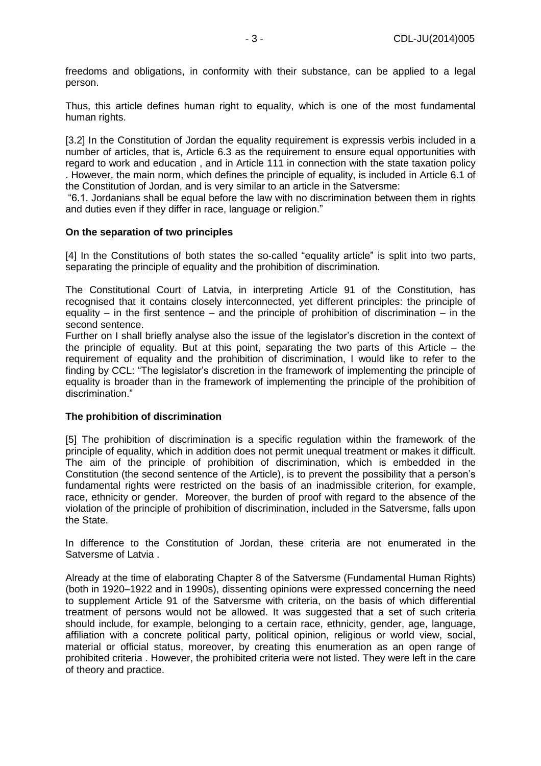freedoms and obligations, in conformity with their substance, can be applied to a legal person.

Thus, this article defines human right to equality, which is one of the most fundamental human rights.

[3.2] In the Constitution of Jordan the equality requirement is expressis verbis included in a number of articles, that is, Article 6.3 as the requirement to ensure equal opportunities with regard to work and education , and in Article 111 in connection with the state taxation policy . However, the main norm, which defines the principle of equality, is included in Article 6.1 of the Constitution of Jordan, and is very similar to an article in the Satversme:

"6.1. Jordanians shall be equal before the law with no discrimination between them in rights and duties even if they differ in race, language or religion."

**On the separation of two principles**

[4] In the Constitutions of both states the so-called "equality article" is split into two parts, separating the principle of equality and the prohibition of discrimination.

The Constitutional Court of Latvia, in interpreting Article 91 of the Constitution, has recognised that it contains closely interconnected, yet different principles: the principle of equality – in the first sentence – and the principle of prohibition of discrimination – in the second sentence.

Further on I shall briefly analyse also the issue of the legislator's discretion in the context of the principle of equality. But at this point, separating the two parts of this Article – the requirement of equality and the prohibition of discrimination, I would like to refer to the finding by CCL: "The legislator's discretion in the framework of implementing the principle of equality is broader than in the framework of implementing the principle of the prohibition of discrimination."

**The prohibition of discrimination**

[5] The prohibition of discrimination is a specific regulation within the framework of the principle of equality, which in addition does not permit unequal treatment or makes it difficult. The aim of the principle of prohibition of discrimination, which is embedded in the Constitution (the second sentence of the Article), is to prevent the possibility that a person's fundamental rights were restricted on the basis of an inadmissible criterion, for example, race, ethnicity or gender. Moreover, the burden of proof with regard to the absence of the violation of the principle of prohibition of discrimination, included in the Satversme, falls upon the State.

In difference to the Constitution of Jordan, these criteria are not enumerated in the Satversme of Latvia .

Already at the time of elaborating Chapter 8 of the Satversme (Fundamental Human Rights) (both in 1920–1922 and in 1990s), dissenting opinions were expressed concerning the need to supplement Article 91 of the Satversme with criteria, on the basis of which differential treatment of persons would not be allowed. It was suggested that a set of such criteria should include, for example, belonging to a certain race, ethnicity, gender, age, language, affiliation with a concrete political party, political opinion, religious or world view, social, material or official status, moreover, by creating this enumeration as an open range of prohibited criteria . However, the prohibited criteria were not listed. They were left in the care of theory and practice.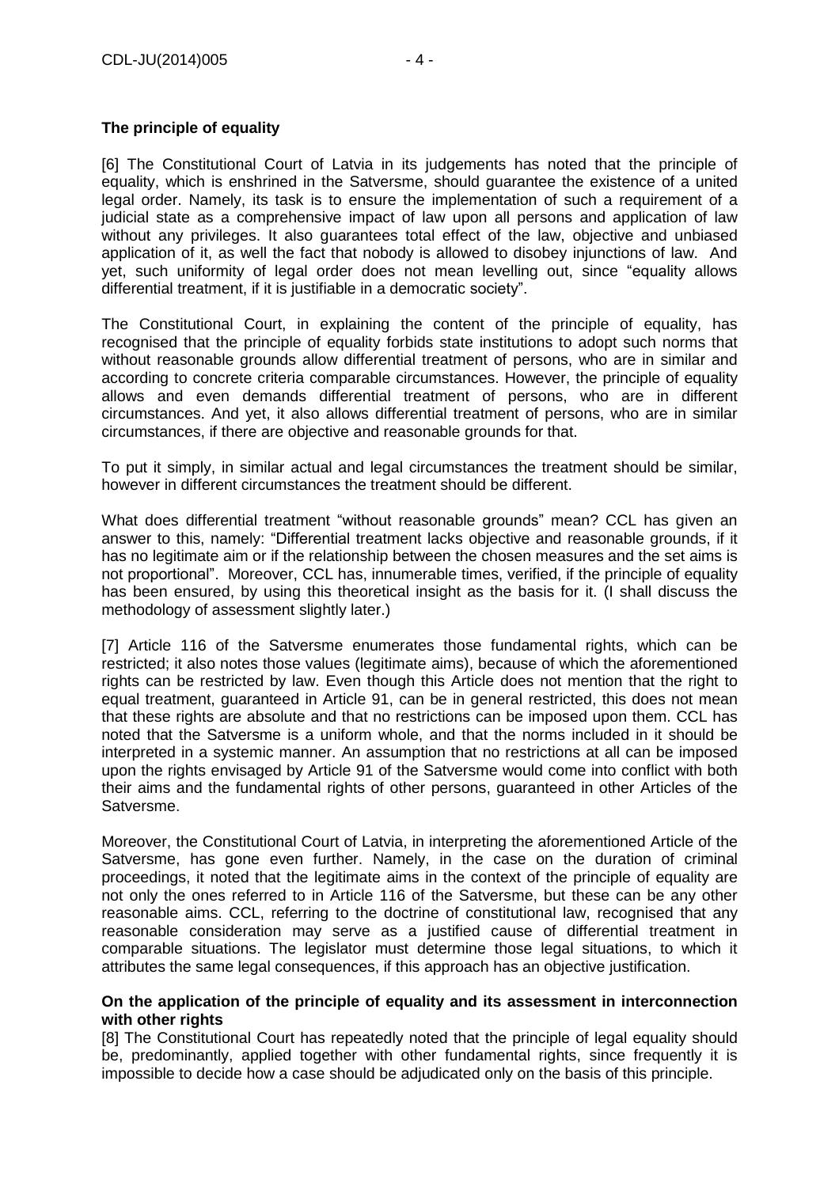**The principle of equality**

[6] The Constitutional Court of Latvia in its judgements has noted that the principle of equality, which is enshrined in the Satversme, should guarantee the existence of a united legal order. Namely, its task is to ensure the implementation of such a requirement of a judicial state as a comprehensive impact of law upon all persons and application of law without any privileges. It also guarantees total effect of the law, objective and unbiased application of it, as well the fact that nobody is allowed to disobey injunctions of law. And yet, such uniformity of legal order does not mean levelling out, since "equality allows differential treatment, if it is justifiable in a democratic society".

The Constitutional Court, in explaining the content of the principle of equality, has recognised that the principle of equality forbids state institutions to adopt such norms that without reasonable grounds allow differential treatment of persons, who are in similar and according to concrete criteria comparable circumstances. However, the principle of equality allows and even demands differential treatment of persons, who are in different circumstances. And yet, it also allows differential treatment of persons, who are in similar circumstances, if there are objective and reasonable grounds for that.

To put it simply, in similar actual and legal circumstances the treatment should be similar, however in different circumstances the treatment should be different.

What does differential treatment "without reasonable grounds" mean? CCL has given an answer to this, namely: "Differential treatment lacks objective and reasonable grounds, if it has no legitimate aim or if the relationship between the chosen measures and the set aims is not proportional". Moreover, CCL has, innumerable times, verified, if the principle of equality has been ensured, by using this theoretical insight as the basis for it. (I shall discuss the methodology of assessment slightly later.)

[7] Article 116 of the Satversme enumerates those fundamental rights, which can be restricted; it also notes those values (legitimate aims), because of which the aforementioned rights can be restricted by law. Even though this Article does not mention that the right to equal treatment, guaranteed in Article 91, can be in general restricted, this does not mean that these rights are absolute and that no restrictions can be imposed upon them. CCL has noted that the Satversme is a uniform whole, and that the norms included in it should be interpreted in a systemic manner. An assumption that no restrictions at all can be imposed upon the rights envisaged by Article 91 of the Satversme would come into conflict with both their aims and the fundamental rights of other persons, guaranteed in other Articles of the Satversme.

Moreover, the Constitutional Court of Latvia, in interpreting the aforementioned Article of the Satversme, has gone even further. Namely, in the case on the duration of criminal proceedings, it noted that the legitimate aims in the context of the principle of equality are not only the ones referred to in Article 116 of the Satversme, but these can be any other reasonable aims. CCL, referring to the doctrine of constitutional law, recognised that any reasonable consideration may serve as a justified cause of differential treatment in comparable situations. The legislator must determine those legal situations, to which it attributes the same legal consequences, if this approach has an objective justification.

**On the application of the principle of equality and its assessment in interconnection with other rights**

[8] The Constitutional Court has repeatedly noted that the principle of legal equality should be, predominantly, applied together with other fundamental rights, since frequently it is impossible to decide how a case should be adjudicated only on the basis of this principle.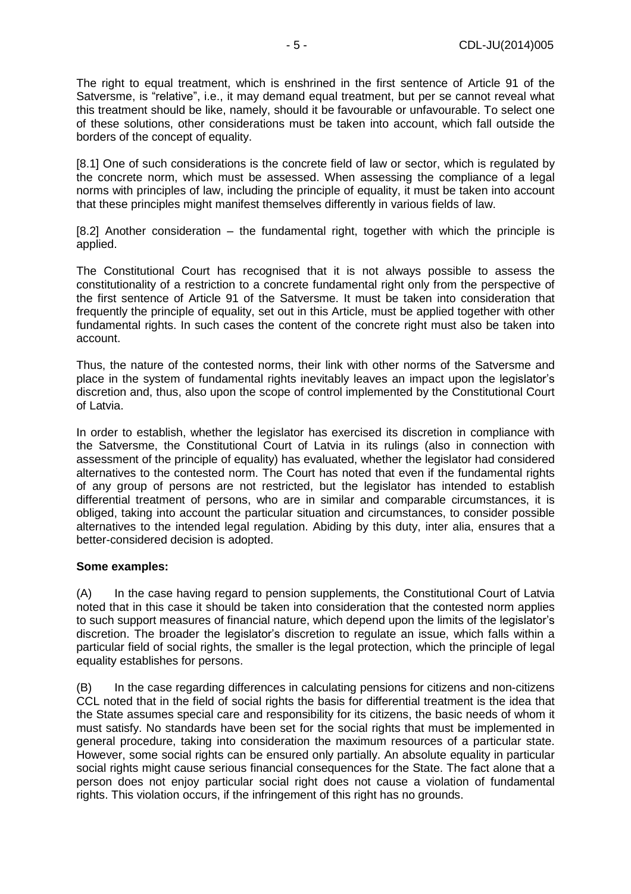The right to equal treatment, which is enshrined in the first sentence of Article 91 of the Satversme, is "relative", i.e., it may demand equal treatment, but per se cannot reveal what this treatment should be like, namely, should it be favourable or unfavourable. To select one of these solutions, other considerations must be taken into account, which fall outside the borders of the concept of equality.

[8.1] One of such considerations is the concrete field of law or sector, which is regulated by the concrete norm, which must be assessed. When assessing the compliance of a legal norms with principles of law, including the principle of equality, it must be taken into account that these principles might manifest themselves differently in various fields of law.

[8.2] Another consideration – the fundamental right, together with which the principle is applied.

The Constitutional Court has recognised that it is not always possible to assess the constitutionality of a restriction to a concrete fundamental right only from the perspective of the first sentence of Article 91 of the Satversme. It must be taken into consideration that frequently the principle of equality, set out in this Article, must be applied together with other fundamental rights. In such cases the content of the concrete right must also be taken into account.

Thus, the nature of the contested norms, their link with other norms of the Satversme and place in the system of fundamental rights inevitably leaves an impact upon the legislator's discretion and, thus, also upon the scope of control implemented by the Constitutional Court of Latvia.

In order to establish, whether the legislator has exercised its discretion in compliance with the Satversme, the Constitutional Court of Latvia in its rulings (also in connection with assessment of the principle of equality) has evaluated, whether the legislator had considered alternatives to the contested norm. The Court has noted that even if the fundamental rights of any group of persons are not restricted, but the legislator has intended to establish differential treatment of persons, who are in similar and comparable circumstances, it is obliged, taking into account the particular situation and circumstances, to consider possible alternatives to the intended legal regulation. Abiding by this duty, inter alia, ensures that a better-considered decision is adopted.

**Some examples:**

(A) In the case having regard to pension supplements, the Constitutional Court of Latvia noted that in this case it should be taken into consideration that the contested norm applies to such support measures of financial nature, which depend upon the limits of the legislator's discretion. The broader the legislator's discretion to regulate an issue, which falls within a particular field of social rights, the smaller is the legal protection, which the principle of legal equality establishes for persons.

(B) In the case regarding differences in calculating pensions for citizens and non-citizens CCL noted that in the field of social rights the basis for differential treatment is the idea that the State assumes special care and responsibility for its citizens, the basic needs of whom it must satisfy. No standards have been set for the social rights that must be implemented in general procedure, taking into consideration the maximum resources of a particular state. However, some social rights can be ensured only partially. An absolute equality in particular social rights might cause serious financial consequences for the State. The fact alone that a person does not enjoy particular social right does not cause a violation of fundamental rights. This violation occurs, if the infringement of this right has no grounds.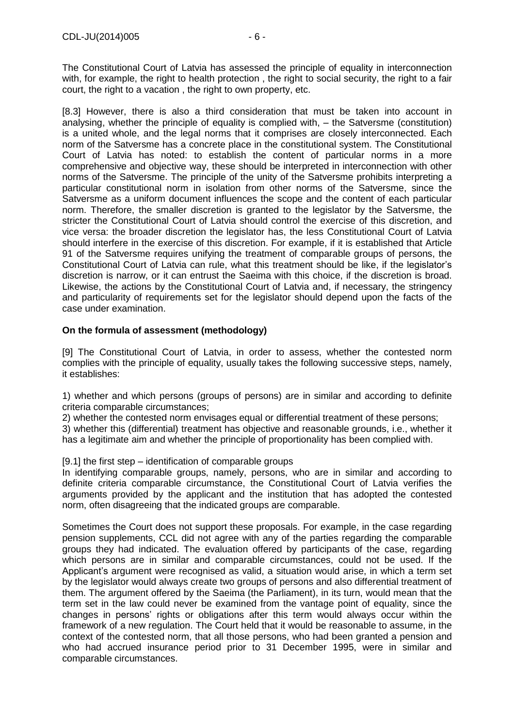The Constitutional Court of Latvia has assessed the principle of equality in interconnection with, for example, the right to health protection , the right to social security, the right to a fair court, the right to a vacation , the right to own property, etc.

[8.3] However, there is also a third consideration that must be taken into account in analysing, whether the principle of equality is complied with, – the Satversme (constitution) is a united whole, and the legal norms that it comprises are closely interconnected. Each norm of the Satversme has a concrete place in the constitutional system. The Constitutional Court of Latvia has noted: to establish the content of particular norms in a more comprehensive and objective way, these should be interpreted in interconnection with other norms of the Satversme. The principle of the unity of the Satversme prohibits interpreting a particular constitutional norm in isolation from other norms of the Satversme, since the Satversme as a uniform document influences the scope and the content of each particular norm. Therefore, the smaller discretion is granted to the legislator by the Satversme, the stricter the Constitutional Court of Latvia should control the exercise of this discretion, and vice versa: the broader discretion the legislator has, the less Constitutional Court of Latvia should interfere in the exercise of this discretion. For example, if it is established that Article 91 of the Satversme requires unifying the treatment of comparable groups of persons, the Constitutional Court of Latvia can rule, what this treatment should be like, if the legislator's discretion is narrow, or it can entrust the Saeima with this choice, if the discretion is broad. Likewise, the actions by the Constitutional Court of Latvia and, if necessary, the stringency and particularity of requirements set for the legislator should depend upon the facts of the case under examination.

**On the formula of assessment (methodology)**

[9] The Constitutional Court of Latvia, in order to assess, whether the contested norm complies with the principle of equality, usually takes the following successive steps, namely, it establishes:

1) whether and which persons (groups of persons) are in similar and according to definite criteria comparable circumstances;
2) whether the contested norm envisages equal or differential treatment of these persons;
3) whether this (differential) treatment has objective and reasonable grounds, i.e., whether it has a legitimate aim and whether the principle of proportionality has been complied with.

[9.1] the first step – identification of comparable groups
In identifying comparable groups, namely, persons, who are in similar and according to definite criteria comparable circumstance, the Constitutional Court of Latvia verifies the arguments provided by the applicant and the institution that has adopted the contested norm, often disagreeing that the indicated groups are comparable.

Sometimes the Court does not support these proposals. For example, in the case regarding pension supplements, CCL did not agree with any of the parties regarding the comparable groups they had indicated. The evaluation offered by participants of the case, regarding which persons are in similar and comparable circumstances, could not be used. If the Applicant's argument were recognised as valid, a situation would arise, in which a term set by the legislator would always create two groups of persons and also differential treatment of them. The argument offered by the Saeima (the Parliament), in its turn, would mean that the term set in the law could never be examined from the vantage point of equality, since the changes in persons' rights or obligations after this term would always occur within the framework of a new regulation. The Court held that it would be reasonable to assume, in the context of the contested norm, that all those persons, who had been granted a pension and who had accrued insurance period prior to 31 December 1995, were in similar and comparable circumstances.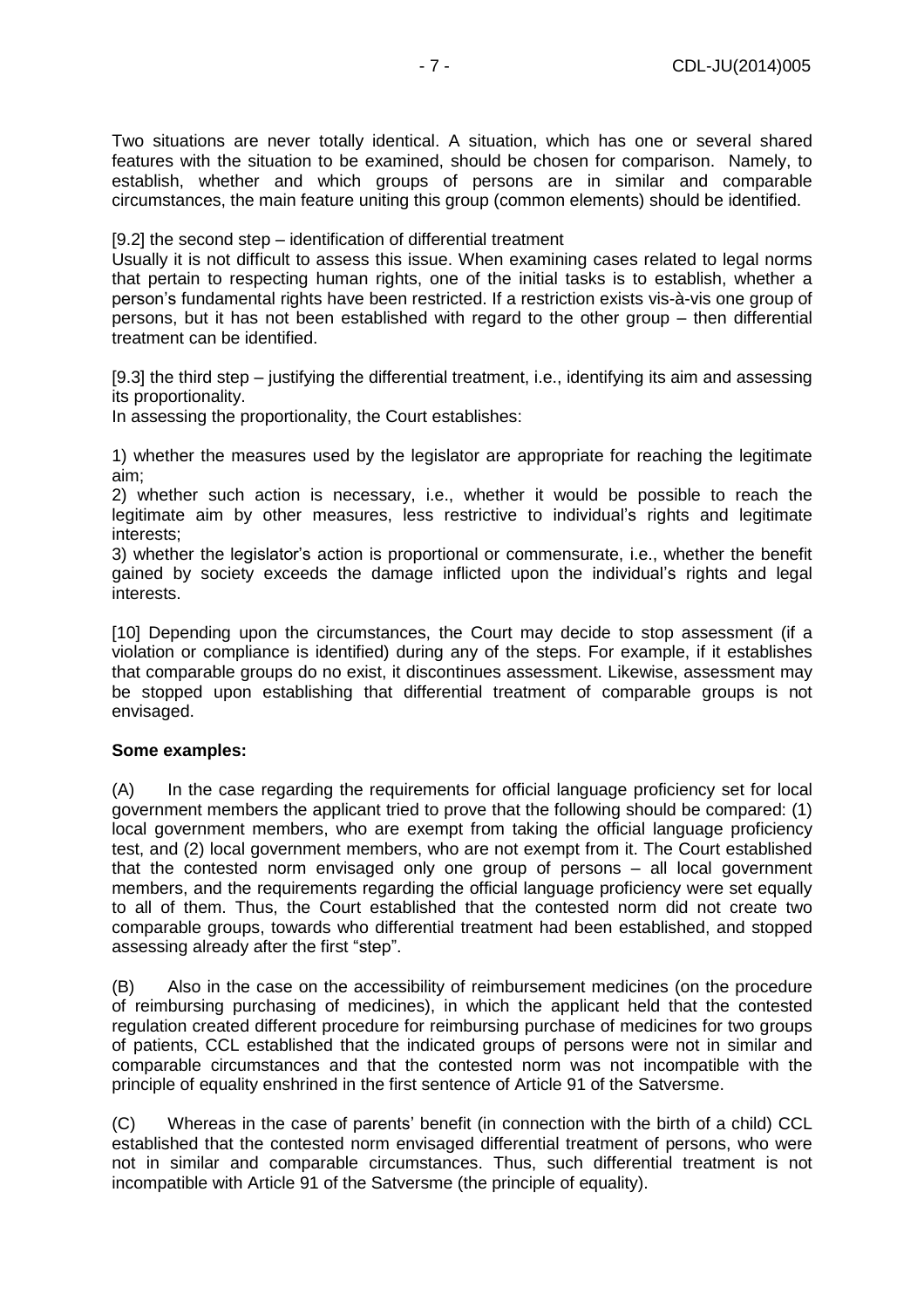Two situations are never totally identical. A situation, which has one or several shared features with the situation to be examined, should be chosen for comparison. Namely, to establish, whether and which groups of persons are in similar and comparable circumstances, the main feature uniting this group (common elements) should be identified.

[9.2] the second step – identification of differential treatment

Usually it is not difficult to assess this issue. When examining cases related to legal norms that pertain to respecting human rights, one of the initial tasks is to establish, whether a person's fundamental rights have been restricted. If a restriction exists vis-à-vis one group of persons, but it has not been established with regard to the other group – then differential treatment can be identified.

[9.3] the third step – justifying the differential treatment, i.e., identifying its aim and assessing its proportionality.

In assessing the proportionality, the Court establishes:

1) whether the measures used by the legislator are appropriate for reaching the legitimate aim;
2) whether such action is necessary, i.e., whether it would be possible to reach the legitimate aim by other measures, less restrictive to individual's rights and legitimate interests;
3) whether the legislator's action is proportional or commensurate, i.e., whether the benefit gained by society exceeds the damage inflicted upon the individual's rights and legal interests.

[10] Depending upon the circumstances, the Court may decide to stop assessment (if a violation or compliance is identified) during any of the steps. For example, if it establishes that comparable groups do no exist, it discontinues assessment. Likewise, assessment may be stopped upon establishing that differential treatment of comparable groups is not envisaged.

**Some examples:**

(A) In the case regarding the requirements for official language proficiency set for local government members the applicant tried to prove that the following should be compared: (1) local government members, who are exempt from taking the official language proficiency test, and (2) local government members, who are not exempt from it. The Court established that the contested norm envisaged only one group of persons – all local government members, and the requirements regarding the official language proficiency were set equally to all of them. Thus, the Court established that the contested norm did not create two comparable groups, towards who differential treatment had been established, and stopped assessing already after the first "step".

(B) Also in the case on the accessibility of reimbursement medicines (on the procedure of reimbursing purchasing of medicines), in which the applicant held that the contested regulation created different procedure for reimbursing purchase of medicines for two groups of patients, CCL established that the indicated groups of persons were not in similar and comparable circumstances and that the contested norm was not incompatible with the principle of equality enshrined in the first sentence of Article 91 of the Satversme.

(C) Whereas in the case of parents' benefit (in connection with the birth of a child) CCL established that the contested norm envisaged differential treatment of persons, who were not in similar and comparable circumstances. Thus, such differential treatment is not incompatible with Article 91 of the Satversme (the principle of equality).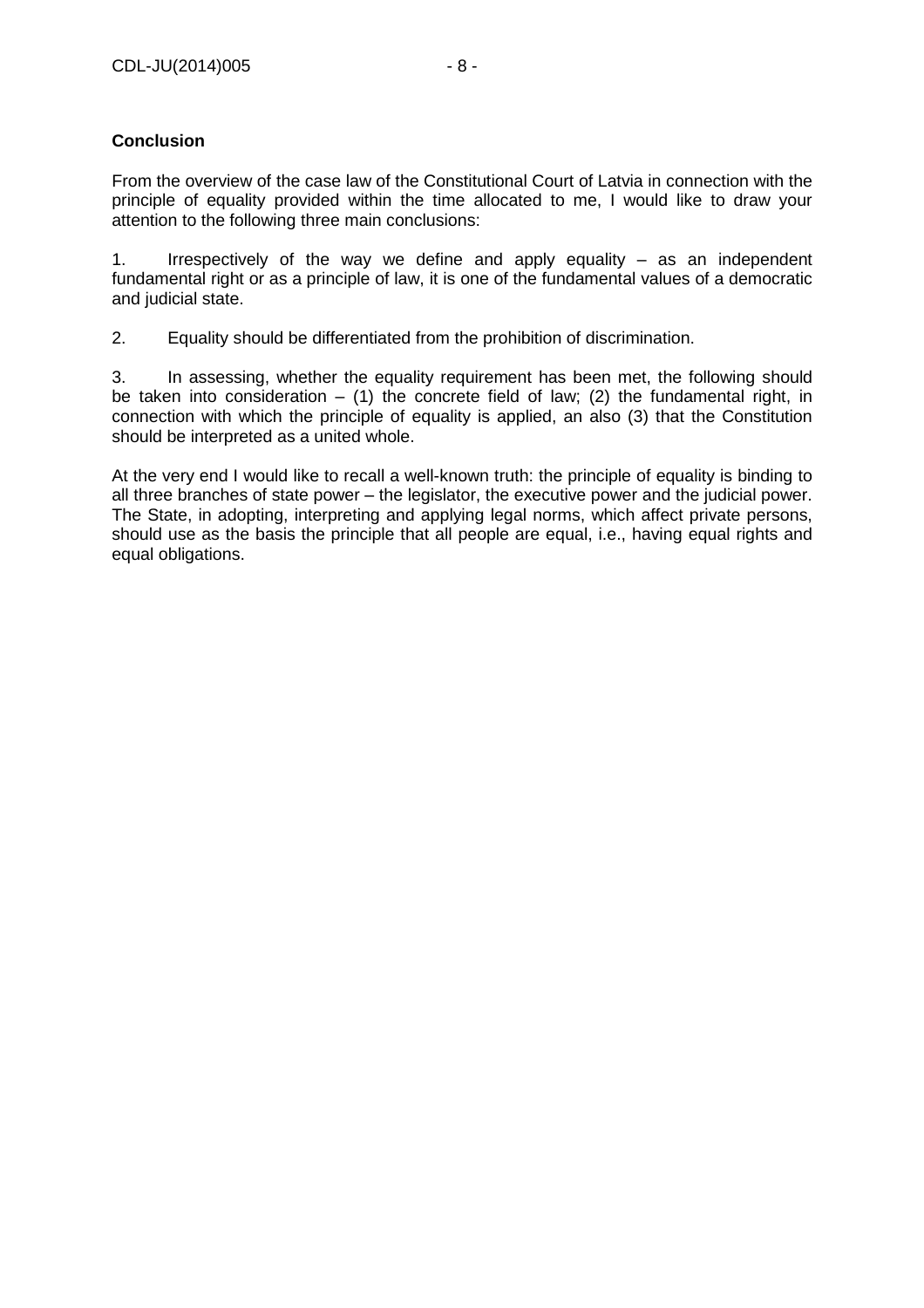**Conclusion**

From the overview of the case law of the Constitutional Court of Latvia in connection with the principle of equality provided within the time allocated to me, I would like to draw your attention to the following three main conclusions:

1. Irrespectively of the way we define and apply equality – as an independent fundamental right or as a principle of law, it is one of the fundamental values of a democratic and judicial state.

2. Equality should be differentiated from the prohibition of discrimination.

3. In assessing, whether the equality requirement has been met, the following should be taken into consideration – (1) the concrete field of law; (2) the fundamental right, in connection with which the principle of equality is applied, an also (3) that the Constitution should be interpreted as a united whole.

At the very end I would like to recall a well-known truth: the principle of equality is binding to all three branches of state power – the legislator, the executive power and the judicial power. The State, in adopting, interpreting and applying legal norms, which affect private persons, should use as the basis the principle that all people are equal, i.e., having equal rights and equal obligations.